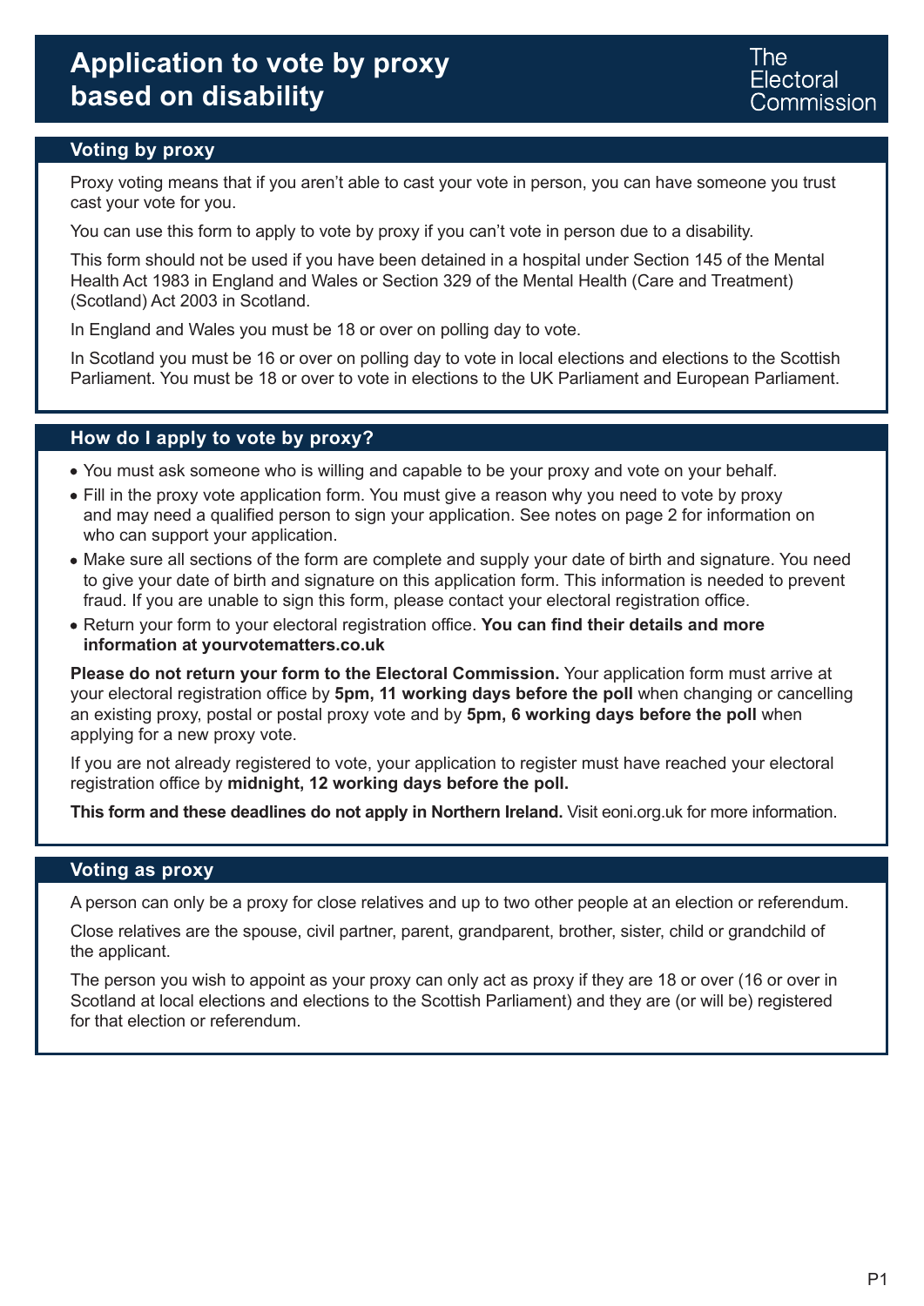# Application to vote by proxy based on disability

The Electoral Commission

## Voting by proxy

Proxy voting means that if you aren't able to cast your vote in person, you can have someone you trust cast your vote for you.

You can use this form to apply to vote by proxy if you can't vote in person due to a disability.

This form should not be used if you have been detained in a hospital under Section 145 of the Mental Health Act 1983 in England and Wales or Section 329 of the Mental Health (Care and Treatment) (Scotland) Act 2003 in Scotland.

In England and Wales you must be 18 or over on polling day to vote.

In Scotland you must be 16 or over on polling day to vote in local elections and elections to the Scottish Parliament. You must be 18 or over to vote in elections to the UK Parliament and European Parliament.

## How do I apply to vote by proxy?

- You must ask someone who is willing and capable to be your proxy and vote on your behalf.
- Fill in the proxy vote application form. You must give a reason why you need to vote by proxy and may need a qualified person to sign your application. See notes on page 2 for information on who can support your application.
- Make sure all sections of the form are complete and supply your date of birth and signature. You need to give your date of birth and signature on this application form. This information is needed to prevent fraud. If you are unable to sign this form, please contact your electoral registration office.
- Return your form to your electoral registration office. **You can find their details and more information at yourvotematters.co.uk**

**Please do not return your form to the Electoral Commission.** Your application form must arrive at your electoral registration office by **5pm, 11 working days before the poll** when changing or cancelling an existing proxy, postal or postal proxy vote and by **5pm, 6 working days before the poll** when applying for a new proxy vote.

If you are not already registered to vote, your application to register must have reached your electoral registration office by **midnight, 12 working days before the poll.**

**This form and these deadlines do not apply in Northern Ireland.** Visit eoni.org.uk for more information.

## Voting as proxy

A person can only be a proxy for close relatives and up to two other people at an election or referendum.

Close relatives are the spouse, civil partner, parent, grandparent, brother, sister, child or grandchild of the applicant.

The person you wish to appoint as your proxy can only act as proxy if they are 18 or over (16 or over in Scotland at local elections and elections to the Scottish Parliament) and they are (or will be) registered for that election or referendum.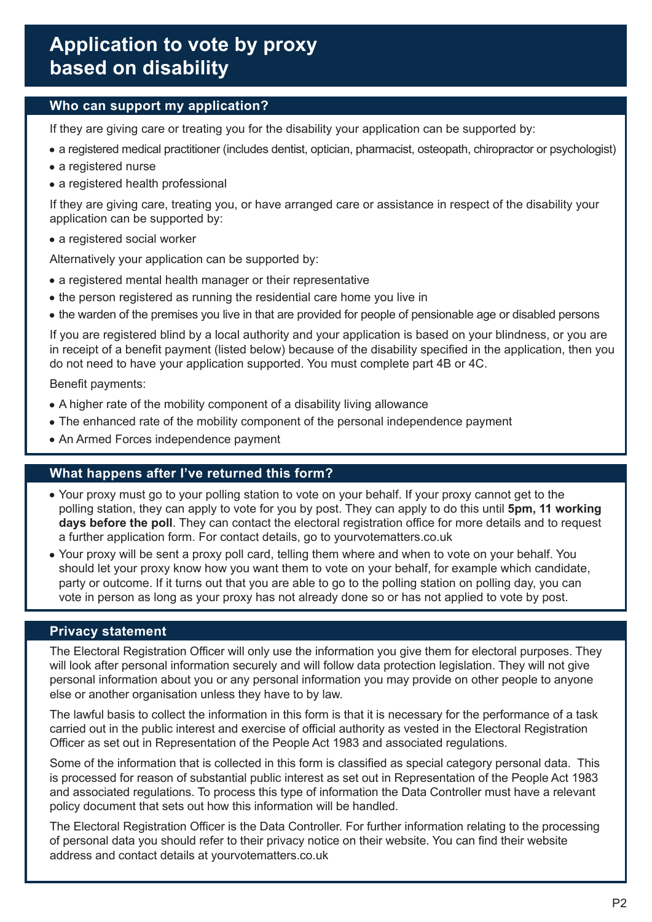# Application to vote by proxy based on disability

## Who can support my application?

If they are giving care or treating you for the disability your application can be supported by:

- a registered medical practitioner (includes dentist, optician, pharmacist, osteopath, chiropractor or psychologist)
- a registered nurse
- a registered health professional

If they are giving care, treating you, or have arranged care or assistance in respect of the disability your application can be supported by:

- a registered social worker

Alternatively your application can be supported by:

- a registered mental health manager or their representative
- the person registered as running the residential care home you live in
- the warden of the premises you live in that are provided for people of pensionable age or disabled persons

If you are registered blind by a local authority and your application is based on your blindness, or you are in receipt of a benefit payment (listed below) because of the disability specified in the application, then you do not need to have your application supported. You must complete part 4B or 4C.

Benefit payments:

- A higher rate of the mobility component of a disability living allowance
- The enhanced rate of the mobility component of the personal independence payment
- An Armed Forces independence payment

## What happens after I've returned this form?

- Your proxy must go to your polling station to vote on your behalf. If your proxy cannot get to the polling station, they can apply to vote for you by post. They can apply to do this until **5pm, 11 working days before the poll**. They can contact the electoral registration office for more details and to request a further application form. For contact details, go to yourvotematters.co.uk
- Your proxy will be sent a proxy poll card, telling them where and when to vote on your behalf. You should let your proxy know how you want them to vote on your behalf, for example which candidate, party or outcome. If it turns out that you are able to go to the polling station on polling day, you can vote in person as long as your proxy has not already done so or has not applied to vote by post.

## Privacy statement

The Electoral Registration Officer will only use the information you give them for electoral purposes. They will look after personal information securely and will follow data protection legislation. They will not give personal information about you or any personal information you may provide on other people to anyone else or another organisation unless they have to by law.

The lawful basis to collect the information in this form is that it is necessary for the performance of a task carried out in the public interest and exercise of official authority as vested in the Electoral Registration Officer as set out in Representation of the People Act 1983 and associated regulations.

Some of the information that is collected in this form is classified as special category personal data. This is processed for reason of substantial public interest as set out in Representation of the People Act 1983 and associated regulations. To process this type of information the Data Controller must have a relevant policy document that sets out how this information will be handled.

The Electoral Registration Officer is the Data Controller. For further information relating to the processing of personal data you should refer to their privacy notice on their website. You can find their website address and contact details at yourvotematters.co.uk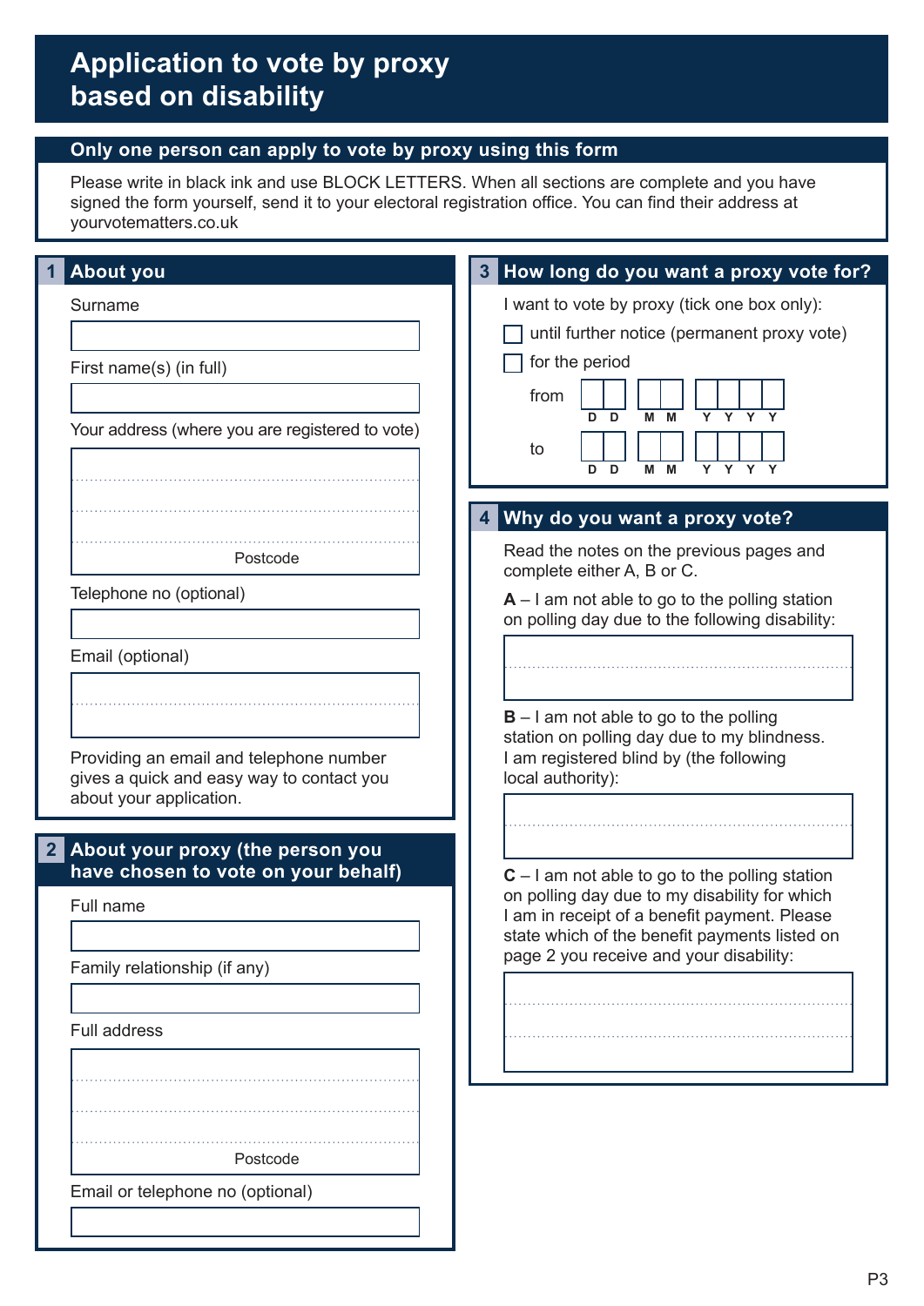# Application to vote by proxy based on disability

## Only one person can apply to vote by proxy using this form

Please write in black ink and use BLOCK LETTERS. When all sections are complete and you have signed the form yourself, send it to your electoral registration office. You can find their address at yourvotematters.co.uk

## 1 About you

Surname

First name(s) (in full)

Your address (where you are registered to vote)

Postcode

Telephone no (optional)

Email (optional)

Providing an email and telephone number gives a quick and easy way to contact you about your application.

## 2 About your proxy (the person you have chosen to vote on your behalf)

Full name

Family relationship (if any)

Full address

Postcode

Email or telephone no (optional)

## 3 How long do you want a proxy vote for?

I want to vote by proxy (tick one box only):

☐ until further notice (permanent proxy vote)

☐ for the period

from D D M M Y Y Y Y

to D D M M Y Y Y Y

## 4 Why do you want a proxy vote?

Read the notes on the previous pages and complete either A, B or C.

**A** – I am not able to go to the polling station on polling day due to the following disability:

**B** – I am not able to go to the polling station on polling day due to my blindness. I am registered blind by (the following local authority):

**C** – I am not able to go to the polling station on polling day due to my disability for which I am in receipt of a benefit payment. Please state which of the benefit payments listed on page 2 you receive and your disability: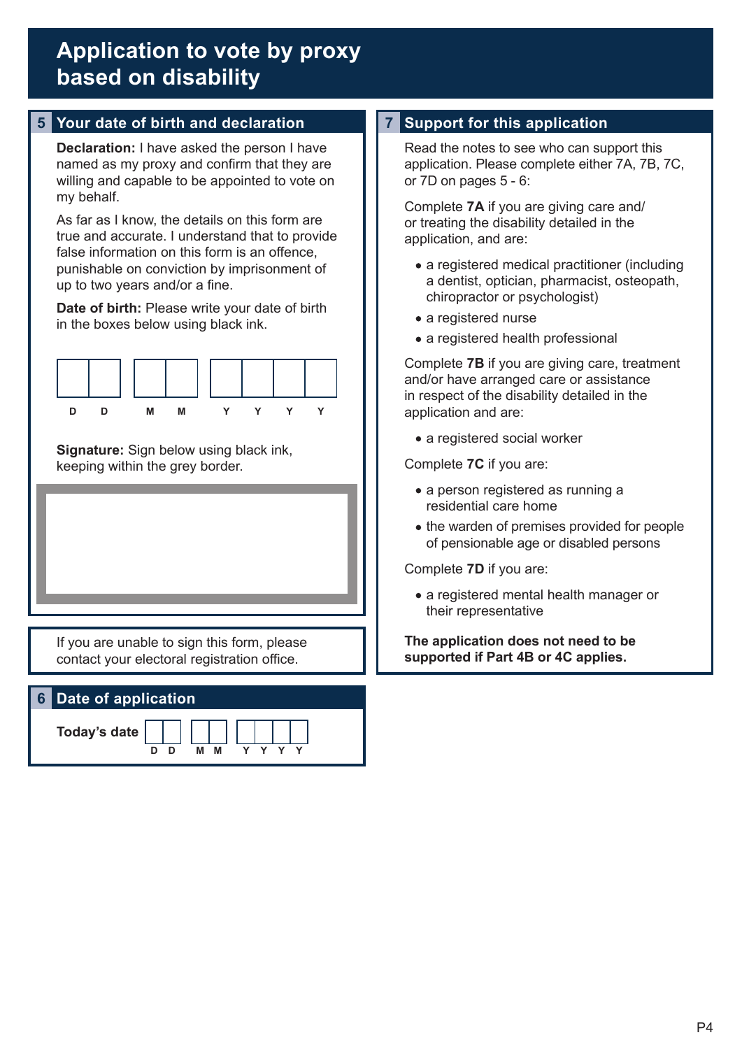# Application to vote by proxy based on disability

## 5 Your date of birth and declaration

**Declaration:** I have asked the person I have named as my proxy and confirm that they are willing and capable to be appointed to vote on my behalf.

As far as I know, the details on this form are true and accurate. I understand that to provide false information on this form is an offence, punishable on conviction by imprisonment of up to two years and/or a fine.

**Date of birth:** Please write your date of birth in the boxes below using black ink.

| D | D | M | M | Y | Y | Y | Y |
|---|---|---|---|---|---|---|---|
| | | | | | | | |

**Signature:** Sign below using black ink, keeping within the grey border.

If you are unable to sign this form, please contact your electoral registration office.

## 6 Date of application

**Today's date**

| D | D | M | M | Y | Y | Y | Y |
|---|---|---|---|---|---|---|---|
| | | | | | | | |

## 7 Support for this application

Read the notes to see who can support this application. Please complete either 7A, 7B, 7C, or 7D on pages 5 - 6:

Complete **7A** if you are giving care and/or treating the disability detailed in the application, and are:

- a registered medical practitioner (including a dentist, optician, pharmacist, osteopath, chiropractor or psychologist)
- a registered nurse
- a registered health professional

Complete **7B** if you are giving care, treatment and/or have arranged care or assistance in respect of the disability detailed in the application and are:

- a registered social worker

Complete **7C** if you are:

- a person registered as running a residential care home
- the warden of premises provided for people of pensionable age or disabled persons

Complete **7D** if you are:

- a registered mental health manager or their representative

**The application does not need to be supported if Part 4B or 4C applies.**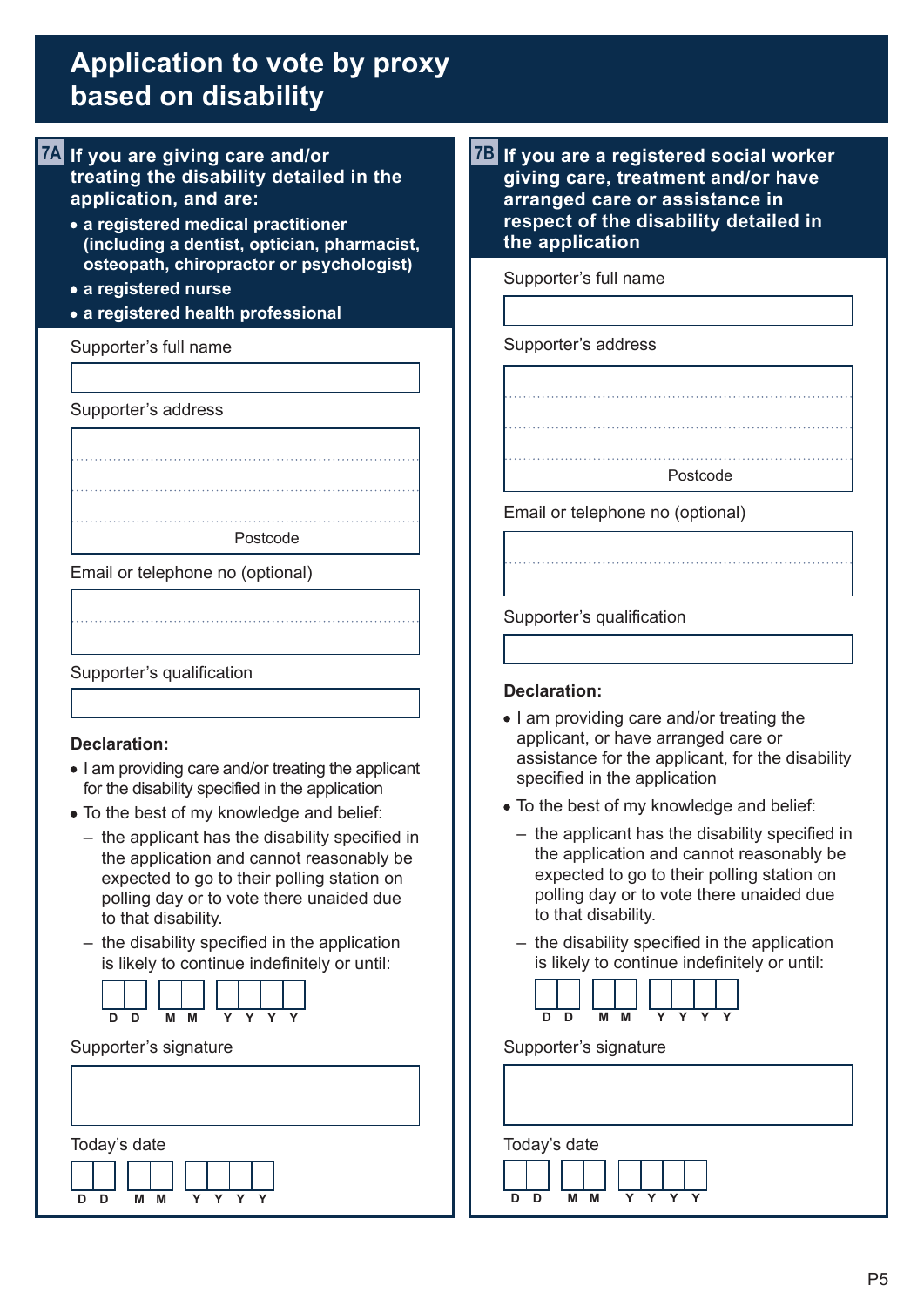# Application to vote by proxy based on disability

## 7A If you are giving care and/or treating the disability detailed in the application, and are:

- **a registered medical practitioner (including a dentist, optician, pharmacist, osteopath, chiropractor or psychologist)**
- **a registered nurse**
- **a registered health professional**

Supporter's full name

Supporter's address

Postcode

Email or telephone no (optional)

Supporter's qualification

**Declaration:**

- I am providing care and/or treating the applicant for the disability specified in the application
- To the best of my knowledge and belief:
  - the applicant has the disability specified in the application and cannot reasonably be expected to go to their polling station on polling day or to vote there unaided due to that disability.
  - the disability specified in the application is likely to continue indefinitely or until:

D D M M Y Y Y Y

Supporter's signature

Today's date

D D M M Y Y Y Y

## 7B If you are a registered social worker giving care, treatment and/or have arranged care or assistance in respect of the disability detailed in the application

Supporter's full name

Supporter's address

Postcode

Email or telephone no (optional)

Supporter's qualification

**Declaration:**

- I am providing care and/or treating the applicant, or have arranged care or assistance for the applicant, for the disability specified in the application
- To the best of my knowledge and belief:
  - the applicant has the disability specified in the application and cannot reasonably be expected to go to their polling station on polling day or to vote there unaided due to that disability.
  - the disability specified in the application is likely to continue indefinitely or until:

D D M M Y Y Y Y

Supporter's signature

Today's date

D D M M Y Y Y Y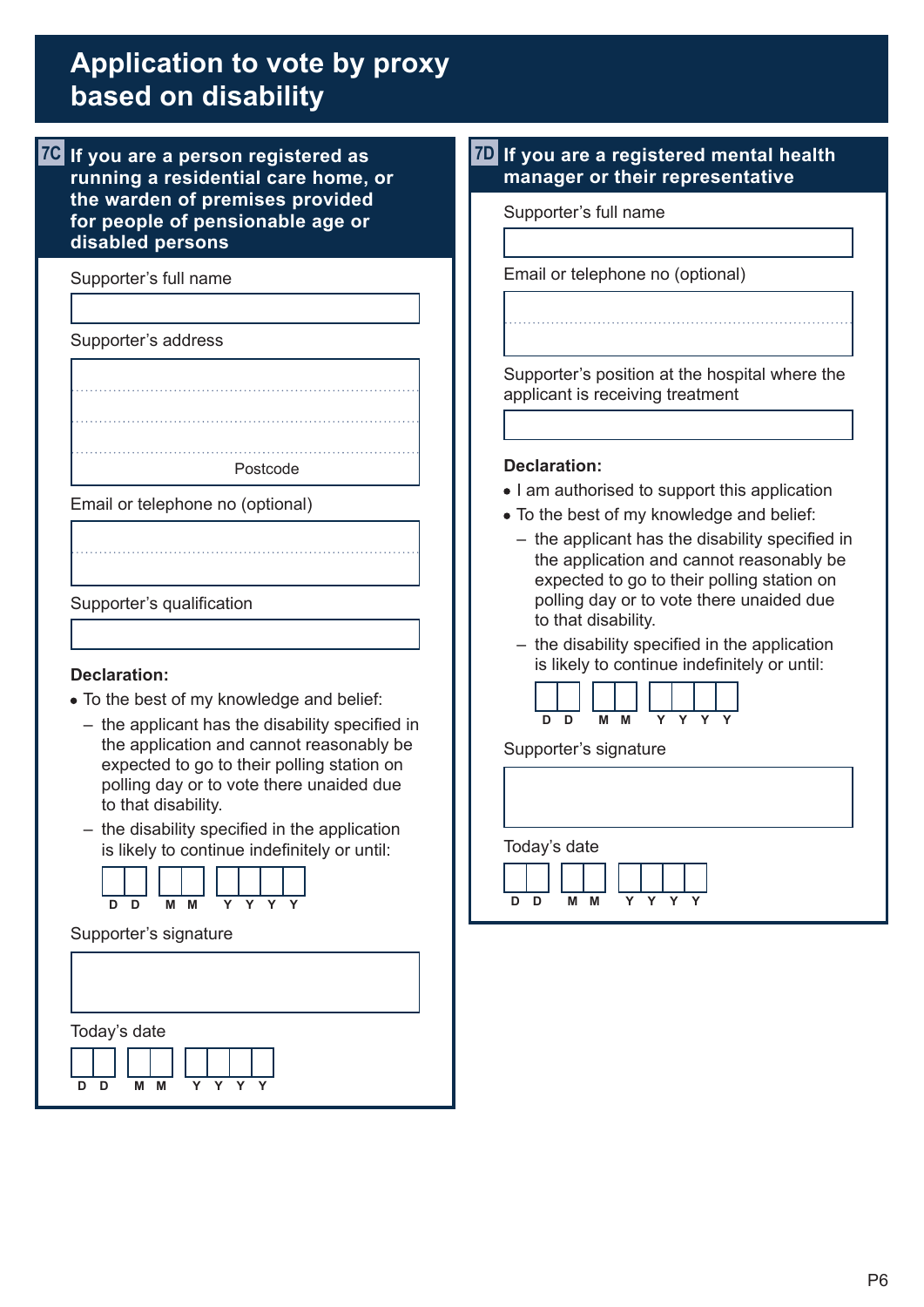# Application to vote by proxy based on disability

## 7C If you are a person registered as running a residential care home, or the warden of premises provided for people of pensionable age or disabled persons

Supporter's full name

Supporter's address

Postcode

Email or telephone no (optional)

Supporter's qualification

**Declaration:**

- To the best of my knowledge and belief:
  - the applicant has the disability specified in the application and cannot reasonably be expected to go to their polling station on polling day or to vote there unaided due to that disability.
  - the disability specified in the application is likely to continue indefinitely or until:

D D M M Y Y Y Y

Supporter's signature

Today's date

D D M M Y Y Y Y

## 7D If you are a registered mental health manager or their representative

Supporter's full name

Email or telephone no (optional)

Supporter's position at the hospital where the applicant is receiving treatment

**Declaration:**

- I am authorised to support this application
- To the best of my knowledge and belief:
  - the applicant has the disability specified in the application and cannot reasonably be expected to go to their polling station on polling day or to vote there unaided due to that disability.
  - the disability specified in the application is likely to continue indefinitely or until:

D D M M Y Y Y Y

Supporter's signature

Today's date

D D M M Y Y Y Y